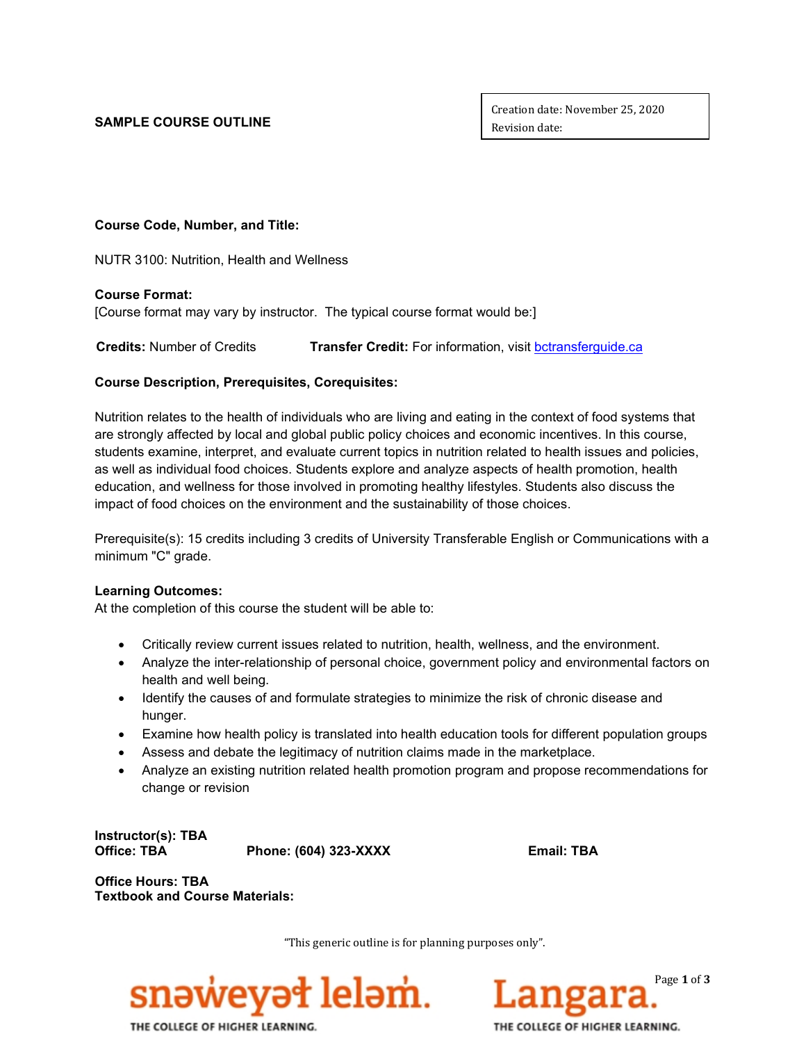**SAMPLE COURSE OUTLINE**

| Creation date: November 25, 2020 |
|---|
| Revision date: |

**Course Code, Number, and Title:**

NUTR 3100: Nutrition, Health and Wellness

**Course Format:**
[Course format may vary by instructor. The typical course format would be:]

**Credits:** Number of Credits **Transfer Credit:** For information, visit bctransferguide.ca

**Course Description, Prerequisites, Corequisites:**

Nutrition relates to the health of individuals who are living and eating in the context of food systems that are strongly affected by local and global public policy choices and economic incentives. In this course, students examine, interpret, and evaluate current topics in nutrition related to health issues and policies, as well as individual food choices. Students explore and analyze aspects of health promotion, health education, and wellness for those involved in promoting healthy lifestyles. Students also discuss the impact of food choices on the environment and the sustainability of those choices.

Prerequisite(s): 15 credits including 3 credits of University Transferable English or Communications with a minimum "C" grade.

**Learning Outcomes:**
At the completion of this course the student will be able to:

- Critically review current issues related to nutrition, health, wellness, and the environment.
- Analyze the inter-relationship of personal choice, government policy and environmental factors on health and well being.
- Identify the causes of and formulate strategies to minimize the risk of chronic disease and hunger.
- Examine how health policy is translated into health education tools for different population groups
- Assess and debate the legitimacy of nutrition claims made in the marketplace.
- Analyze an existing nutrition related health promotion program and propose recommendations for change or revision

**Instructor(s): TBA**
**Office: TBA** **Phone: (604) 323-XXXX** **Email: TBA**

**Office Hours: TBA**
**Textbook and Course Materials:**

"This generic outline is for planning purposes only".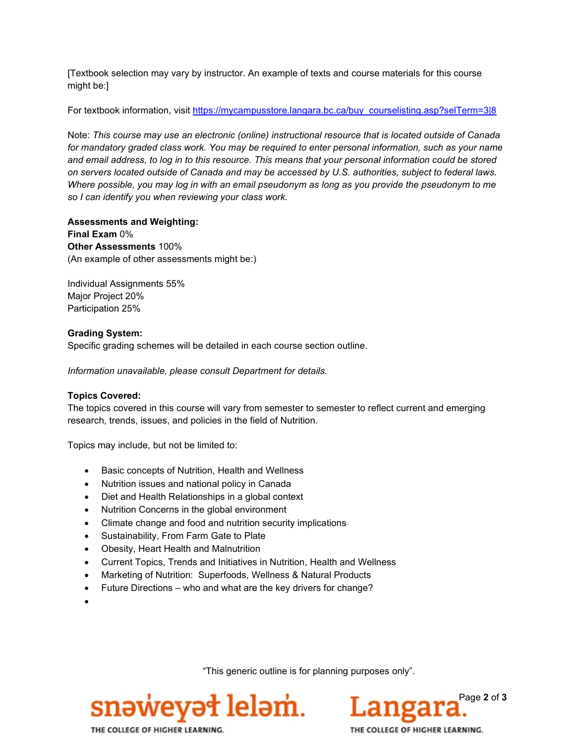[Textbook selection may vary by instructor. An example of texts and course materials for this course might be:]

For textbook information, visit https://mycampusstore.langara.bc.ca/buy_courselisting.asp?selTerm=3|8

Note: *This course may use an electronic (online) instructional resource that is located outside of Canada for mandatory graded class work. You may be required to enter personal information, such as your name and email address, to log in to this resource. This means that your personal information could be stored on servers located outside of Canada and may be accessed by U.S. authorities, subject to federal laws. Where possible, you may log in with an email pseudonym as long as you provide the pseudonym to me so I can identify you when reviewing your class work.*

**Assessments and Weighting:**
**Final Exam** 0%
**Other Assessments** 100%
(An example of other assessments might be:)

Individual Assignments 55%
Major Project 20%
Participation 25%

**Grading System:**
Specific grading schemes will be detailed in each course section outline.

*Information unavailable, please consult Department for details.*

**Topics Covered:**
The topics covered in this course will vary from semester to semester to reflect current and emerging research, trends, issues, and policies in the field of Nutrition.

Topics may include, but not be limited to:

- Basic concepts of Nutrition, Health and Wellness
- Nutrition issues and national policy in Canada
- Diet and Health Relationships in a global context
- Nutrition Concerns in the global environment
- Climate change and food and nutrition security implications
- Sustainability, From Farm Gate to Plate
- Obesity, Heart Health and Malnutrition
- Current Topics, Trends and Initiatives in Nutrition, Health and Wellness
- Marketing of Nutrition: Superfoods, Wellness & Natural Products
- Future Directions – who and what are the key drivers for change?

"This generic outline is for planning purposes only".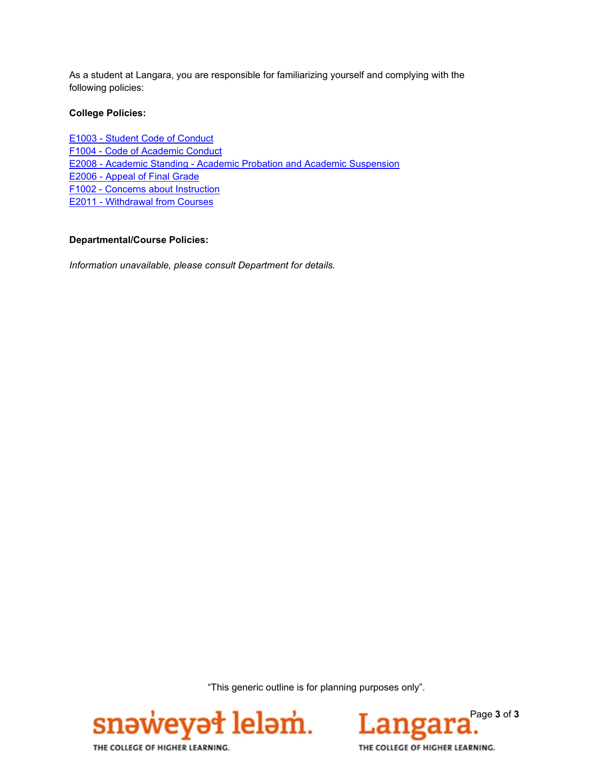As a student at Langara, you are responsible for familiarizing yourself and complying with the following policies:

**College Policies:**

E1003 - Student Code of Conduct
F1004 - Code of Academic Conduct
E2008 - Academic Standing - Academic Probation and Academic Suspension
E2006 - Appeal of Final Grade
F1002 - Concerns about Instruction
E2011 - Withdrawal from Courses

**Departmental/Course Policies:**

*Information unavailable, please consult Department for details.*

"This generic outline is for planning purposes only".